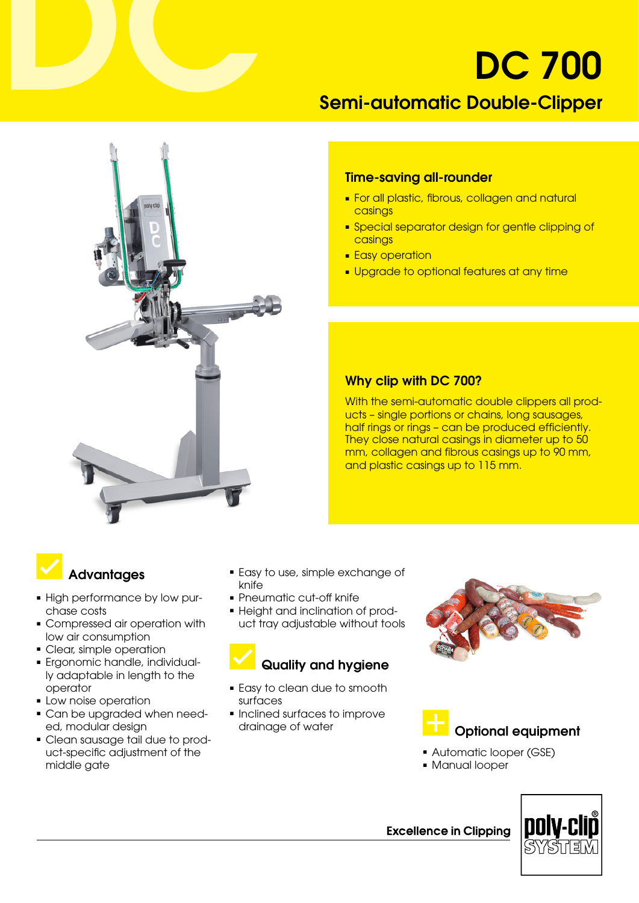# DC 700

## Semi-automatic Double-Clipper

### Time-saving all-rounder

- For all plastic, fibrous, collagen and natural casings
- Special separator design for gentle clipping of casings
- Easy operation
- Upgrade to optional features at any time

### Why clip with DC 700?

With the semi-automatic double clippers all products – single portions or chains, long sausages, half rings or rings – can be produced efficiently. They close natural casings in diameter up to 50 mm, collagen and fibrous casings up to 90 mm, and plastic casings up to 115 mm.

### Advantages

- High performance by low purchase costs
- Compressed air operation with low air consumption
- Clear, simple operation
- Ergonomic handle, individually adaptable in length to the operator
- Low noise operation
- Can be upgraded when needed, modular design
- Clean sausage tail due to product-specific adjustment of the middle gate
- Easy to use, simple exchange of knife
- Pneumatic cut-off knife
- Height and inclination of product tray adjustable without tools

### Quality and hygiene

- Easy to clean due to smooth surfaces
- Inclined surfaces to improve drainage of water

### Optional equipment

- Automatic looper (GSE)
- Manual looper

**Excellence in Clipping**

poly-clip® SYSTEM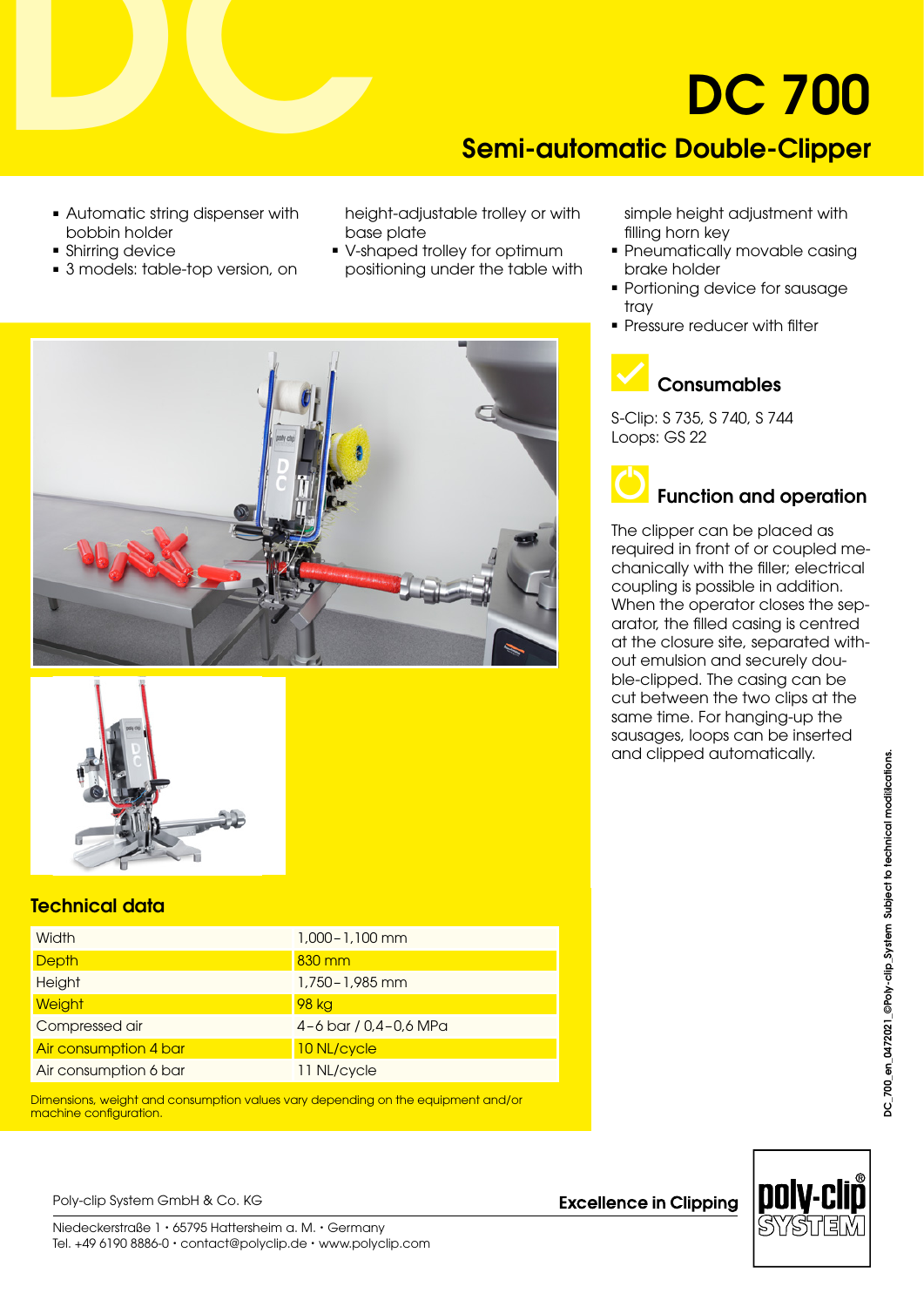# DC 700

## Semi-automatic Double-Clipper

- Automatic string dispenser with bobbin holder
- Shirring device
- 3 models: table-top version, on height-adjustable trolley or with base plate
- V-shaped trolley for optimum positioning under the table with simple height adjustment with filling horn key
- Pneumatically movable casing brake holder
- Portioning device for sausage tray
- Pressure reducer with filter

### Consumables

S-Clip: S 735, S 740, S 744
Loops: GS 22

### Function and operation

The clipper can be placed as required in front of or coupled mechanically with the filler; electrical coupling is possible in addition. When the operator closes the separator, the filled casing is centred at the closure site, separated without emulsion and securely double-clipped. The casing can be cut between the two clips at the same time. For hanging-up the sausages, loops can be inserted and clipped automatically.

### Technical data

| | |
|---|---|
| Width | 1,000 – 1,100 mm |
| Depth | 830 mm |
| Height | 1,750 – 1,985 mm |
| Weight | 98 kg |
| Compressed air | 4 – 6 bar / 0,4 – 0,6 MPa |
| Air consumption 4 bar | 10 NL/cycle |
| Air consumption 6 bar | 11 NL/cycle |

Dimensions, weight and consumption values vary depending on the equipment and/or machine configuration.

DC_700_en_04 2021_©Poly-clip_System Subject to technical modifications.

Poly-clip System GmbH & Co. KG

Excellence in Clipping

Niedeckerstraße 1 • 65795 Hattersheim a. M. • Germany
Tel. +49 6190 8886-0 • contact@polyclip.de • www.polyclip.com